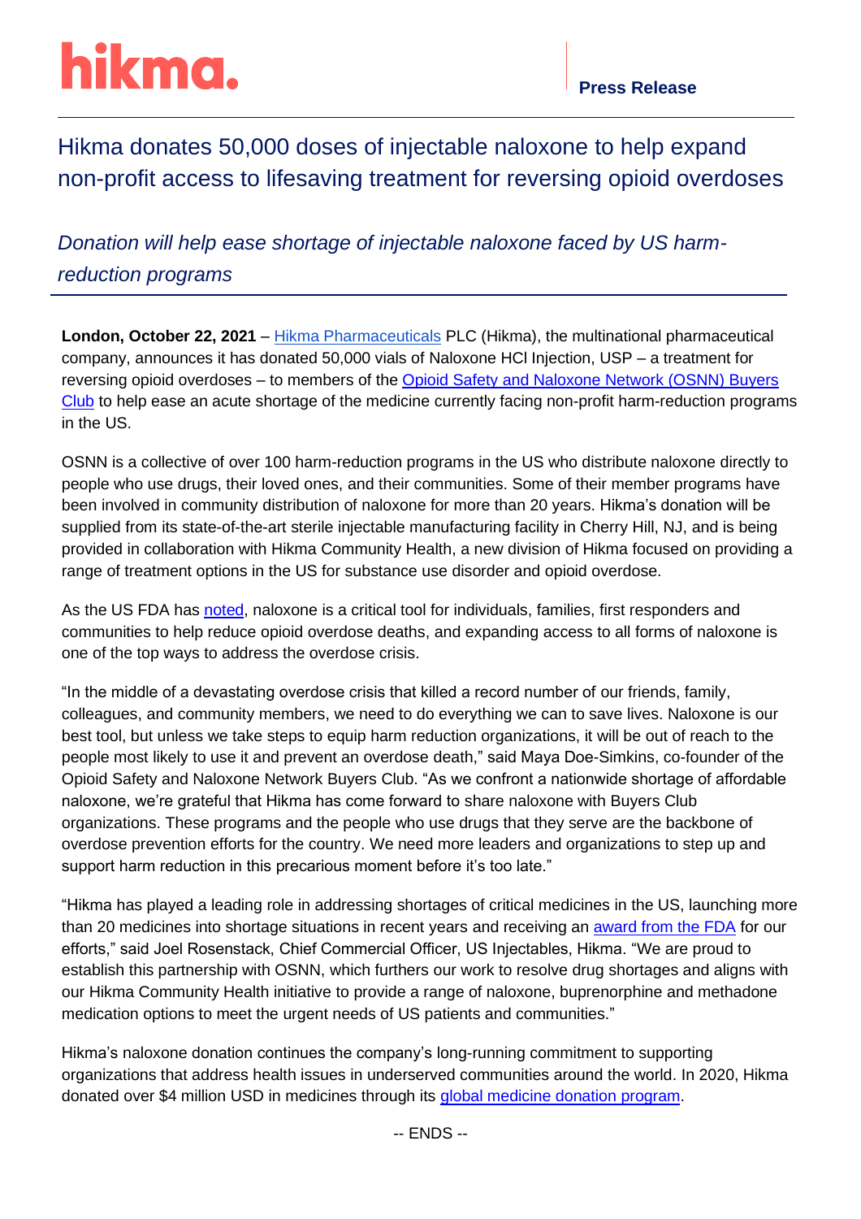hikma.

**Press Release**

# Hikma donates 50,000 doses of injectable naloxone to help expand non-profit access to lifesaving treatment for reversing opioid overdoses

## *Donation will help ease shortage of injectable naloxone faced by US harm-reduction programs*

**London, October 22, 2021** – Hikma Pharmaceuticals PLC (Hikma), the multinational pharmaceutical company, announces it has donated 50,000 vials of Naloxone HCl Injection, USP – a treatment for reversing opioid overdoses – to members of the Opioid Safety and Naloxone Network (OSNN) Buyers Club to help ease an acute shortage of the medicine currently facing non-profit harm-reduction programs in the US.

OSNN is a collective of over 100 harm-reduction programs in the US who distribute naloxone directly to people who use drugs, their loved ones, and their communities. Some of their member programs have been involved in community distribution of naloxone for more than 20 years. Hikma's donation will be supplied from its state-of-the-art sterile injectable manufacturing facility in Cherry Hill, NJ, and is being provided in collaboration with Hikma Community Health, a new division of Hikma focused on providing a range of treatment options in the US for substance use disorder and opioid overdose.

As the US FDA has noted, naloxone is a critical tool for individuals, families, first responders and communities to help reduce opioid overdose deaths, and expanding access to all forms of naloxone is one of the top ways to address the overdose crisis.

"In the middle of a devastating overdose crisis that killed a record number of our friends, family, colleagues, and community members, we need to do everything we can to save lives. Naloxone is our best tool, but unless we take steps to equip harm reduction organizations, it will be out of reach to the people most likely to use it and prevent an overdose death," said Maya Doe-Simkins, co-founder of the Opioid Safety and Naloxone Network Buyers Club. "As we confront a nationwide shortage of affordable naloxone, we're grateful that Hikma has come forward to share naloxone with Buyers Club organizations. These programs and the people who use drugs that they serve are the backbone of overdose prevention efforts for the country. We need more leaders and organizations to step up and support harm reduction in this precarious moment before it's too late."

"Hikma has played a leading role in addressing shortages of critical medicines in the US, launching more than 20 medicines into shortage situations in recent years and receiving an award from the FDA for our efforts," said Joel Rosenstack, Chief Commercial Officer, US Injectables, Hikma. "We are proud to establish this partnership with OSNN, which furthers our work to resolve drug shortages and aligns with our Hikma Community Health initiative to provide a range of naloxone, buprenorphine and methadone medication options to meet the urgent needs of US patients and communities."

Hikma's naloxone donation continues the company's long-running commitment to supporting organizations that address health issues in underserved communities around the world. In 2020, Hikma donated over $4 million USD in medicines through its global medicine donation program.

-- ENDS --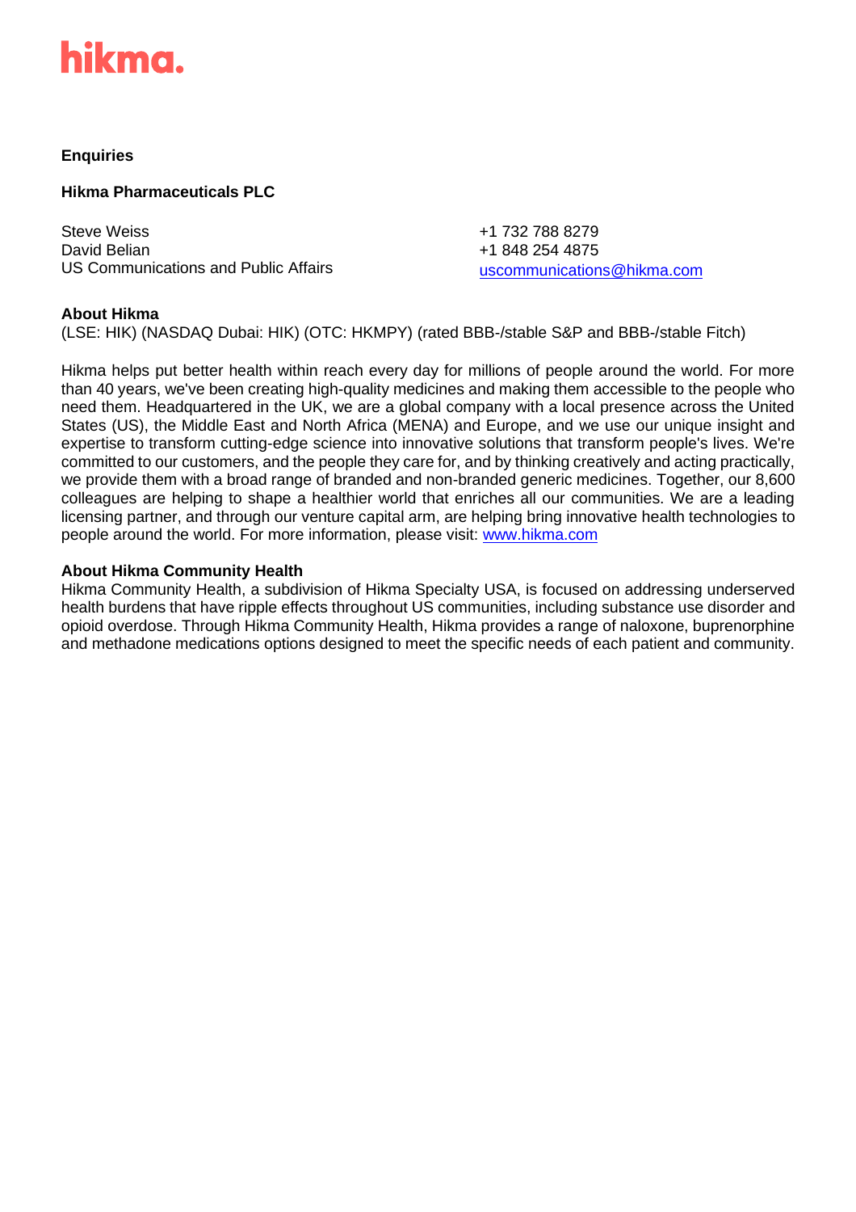**Enquiries**

**Hikma Pharmaceuticals PLC**

| | |
|---|---|
| Steve Weiss | +1 732 788 8279 |
| David Belian | +1 848 254 4875 |
| US Communications and Public Affairs | uscommunications@hikma.com |

**About Hikma**

(LSE: HIK) (NASDAQ Dubai: HIK) (OTC: HKMPY) (rated BBB-/stable S&P and BBB-/stable Fitch)

Hikma helps put better health within reach every day for millions of people around the world. For more than 40 years, we've been creating high-quality medicines and making them accessible to the people who need them. Headquartered in the UK, we are a global company with a local presence across the United States (US), the Middle East and North Africa (MENA) and Europe, and we use our unique insight and expertise to transform cutting-edge science into innovative solutions that transform people's lives. We're committed to our customers, and the people they care for, and by thinking creatively and acting practically, we provide them with a broad range of branded and non-branded generic medicines. Together, our 8,600 colleagues are helping to shape a healthier world that enriches all our communities. We are a leading licensing partner, and through our venture capital arm, are helping bring innovative health technologies to people around the world. For more information, please visit: www.hikma.com

**About Hikma Community Health**

Hikma Community Health, a subdivision of Hikma Specialty USA, is focused on addressing underserved health burdens that have ripple effects throughout US communities, including substance use disorder and opioid overdose. Through Hikma Community Health, Hikma provides a range of naloxone, buprenorphine and methadone medications options designed to meet the specific needs of each patient and community.